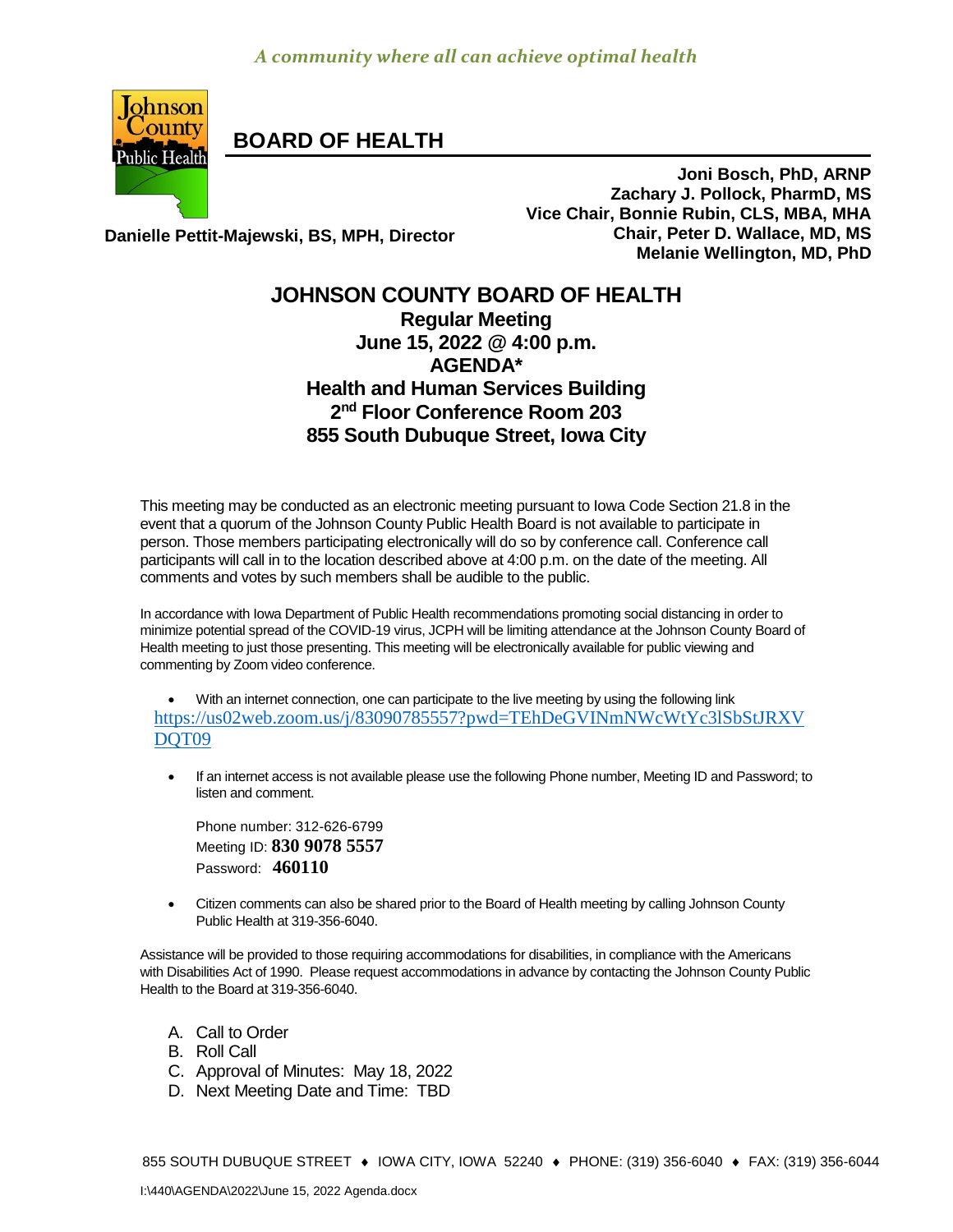*A community where all can achieve optimal health*

# BOARD OF HEALTH

**Joni Bosch, PhD, ARNP**
**Zachary J. Pollock, PharmD, MS**
**Vice Chair, Bonnie Rubin, CLS, MBA, MHA**
**Chair, Peter D. Wallace, MD, MS**
**Melanie Wellington, MD, PhD**

**Danielle Pettit-Majewski, BS, MPH, Director**

## JOHNSON COUNTY BOARD OF HEALTH

**Regular Meeting**
**June 15, 2022 @ 4:00 p.m.**
**AGENDA***
**Health and Human Services Building**
**2nd Floor Conference Room 203**
**855 South Dubuque Street, Iowa City**

This meeting may be conducted as an electronic meeting pursuant to Iowa Code Section 21.8 in the event that a quorum of the Johnson County Public Health Board is not available to participate in person. Those members participating electronically will do so by conference call. Conference call participants will call in to the location described above at 4:00 p.m. on the date of the meeting. All comments and votes by such members shall be audible to the public.

In accordance with Iowa Department of Public Health recommendations promoting social distancing in order to minimize potential spread of the COVID-19 virus, JCPH will be limiting attendance at the Johnson County Board of Health meeting to just those presenting. This meeting will be electronically available for public viewing and commenting by Zoom video conference.

- With an internet connection, one can participate to the live meeting by using the following link https://us02web.zoom.us/j/83090785557?pwd=TEhDeGVINmNWcWtYc3lSbStJRXVDQT09

- If an internet access is not available please use the following Phone number, Meeting ID and Password; to listen and comment.

  Phone number: 312-626-6799
  Meeting ID: **830 9078 5557**
  Password: **460110**

- Citizen comments can also be shared prior to the Board of Health meeting by calling Johnson County Public Health at 319-356-6040.

Assistance will be provided to those requiring accommodations for disabilities, in compliance with the Americans with Disabilities Act of 1990. Please request accommodations in advance by contacting the Johnson County Public Health to the Board at 319-356-6040.

A. Call to Order
B. Roll Call
C. Approval of Minutes: May 18, 2022
D. Next Meeting Date and Time: TBD

855 SOUTH DUBUQUE STREET ♦ IOWA CITY, IOWA 52240 ♦ PHONE: (319) 356-6040 ♦ FAX: (319) 356-6044

I:\440\AGENDA\2022\June 15, 2022 Agenda.docx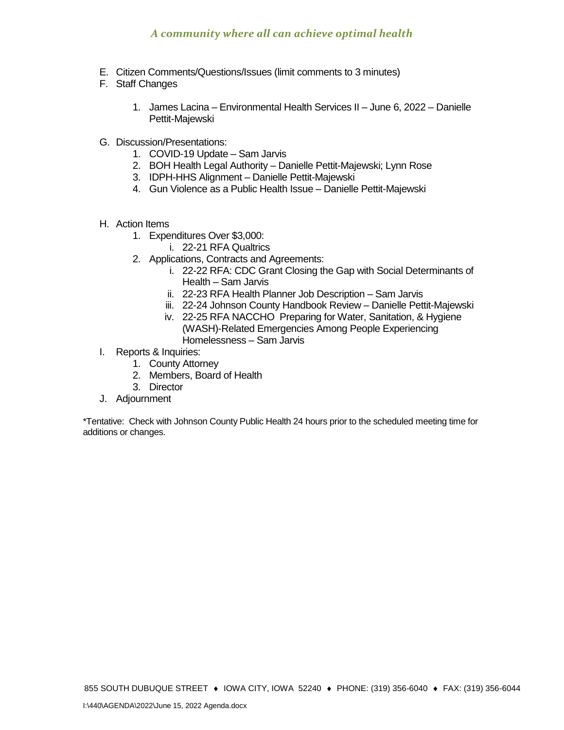E. Citizen Comments/Questions/Issues (limit comments to 3 minutes)
F. Staff Changes

    1. James Lacina – Environmental Health Services II – June 6, 2022 – Danielle Pettit-Majewski

G. Discussion/Presentations:
    1. COVID-19 Update – Sam Jarvis
    2. BOH Health Legal Authority – Danielle Pettit-Majewski; Lynn Rose
    3. IDPH-HHS Alignment – Danielle Pettit-Majewski
    4. Gun Violence as a Public Health Issue – Danielle Pettit-Majewski

H. Action Items
    1. Expenditures Over $3,000:
        i. 22-21 RFA Qualtrics
    2. Applications, Contracts and Agreements:
        i. 22-22 RFA: CDC Grant Closing the Gap with Social Determinants of Health – Sam Jarvis
        ii. 22-23 RFA Health Planner Job Description – Sam Jarvis
        iii. 22-24 Johnson County Handbook Review – Danielle Pettit-Majewski
        iv. 22-25 RFA NACCHO Preparing for Water, Sanitation, & Hygiene (WASH)-Related Emergencies Among People Experiencing Homelessness – Sam Jarvis

I. Reports & Inquiries:
    1. County Attorney
    2. Members, Board of Health
    3. Director

J. Adjournment

*Tentative: Check with Johnson County Public Health 24 hours prior to the scheduled meeting time for additions or changes.